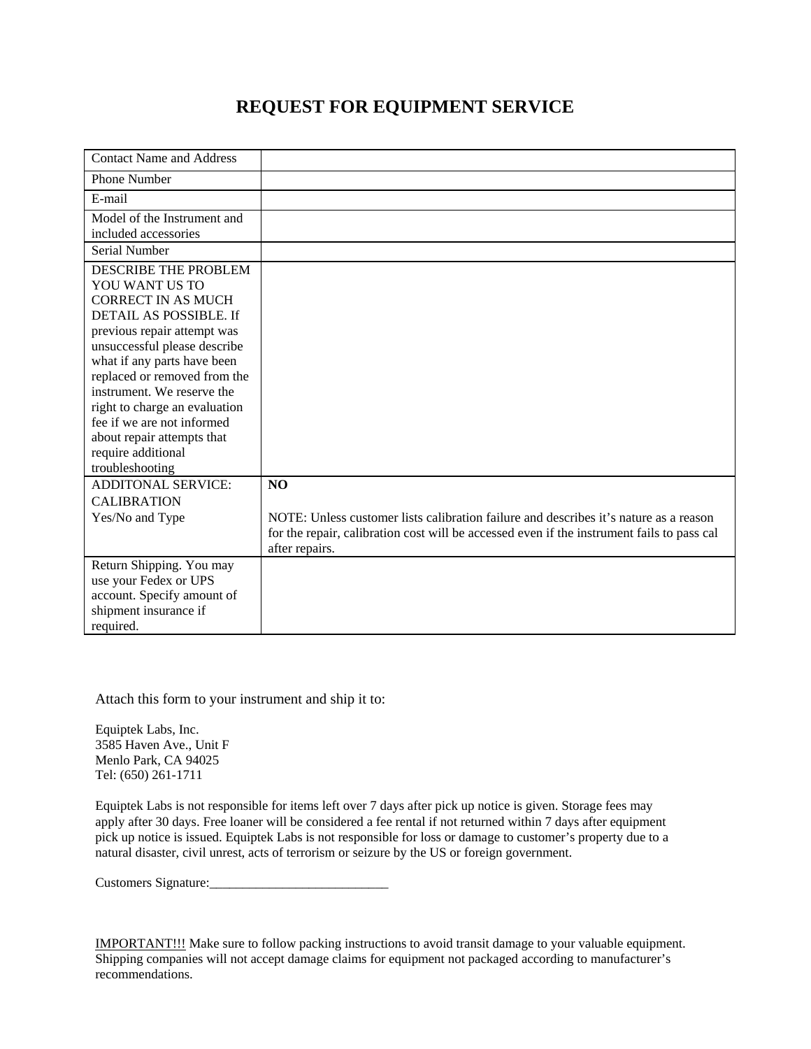# REQUEST FOR EQUIPMENT SERVICE

| Contact Name and Address | |
|---|---|
| Phone Number | |
| E-mail | |
| Model of the Instrument and included accessories | |
| Serial Number | |
| DESCRIBE THE PROBLEM YOU WANT US TO CORRECT IN AS MUCH DETAIL AS POSSIBLE. If previous repair attempt was unsuccessful please describe what if any parts have been replaced or removed from the instrument. We reserve the right to charge an evaluation fee if we are not informed about repair attempts that require additional troubleshooting | |
| ADDITONAL SERVICE: CALIBRATION Yes/No and Type | **NO** NOTE: Unless customer lists calibration failure and describes it's nature as a reason for the repair, calibration cost will be accessed even if the instrument fails to pass cal after repairs. |
| Return Shipping. You may use your Fedex or UPS account. Specify amount of shipment insurance if required. | |

Attach this form to your instrument and ship it to:

Equiptek Labs, Inc.
3585 Haven Ave., Unit F
Menlo Park, CA 94025
Tel: (650) 261-1711

Equiptek Labs is not responsible for items left over 7 days after pick up notice is given. Storage fees may apply after 30 days. Free loaner will be considered a fee rental if not returned within 7 days after equipment pick up notice is issued. Equiptek Labs is not responsible for loss or damage to customer's property due to a natural disaster, civil unrest, acts of terrorism or seizure by the US or foreign government.

Customers Signature:___________________________

IMPORTANT!!! Make sure to follow packing instructions to avoid transit damage to your valuable equipment. Shipping companies will not accept damage claims for equipment not packaged according to manufacturer's recommendations.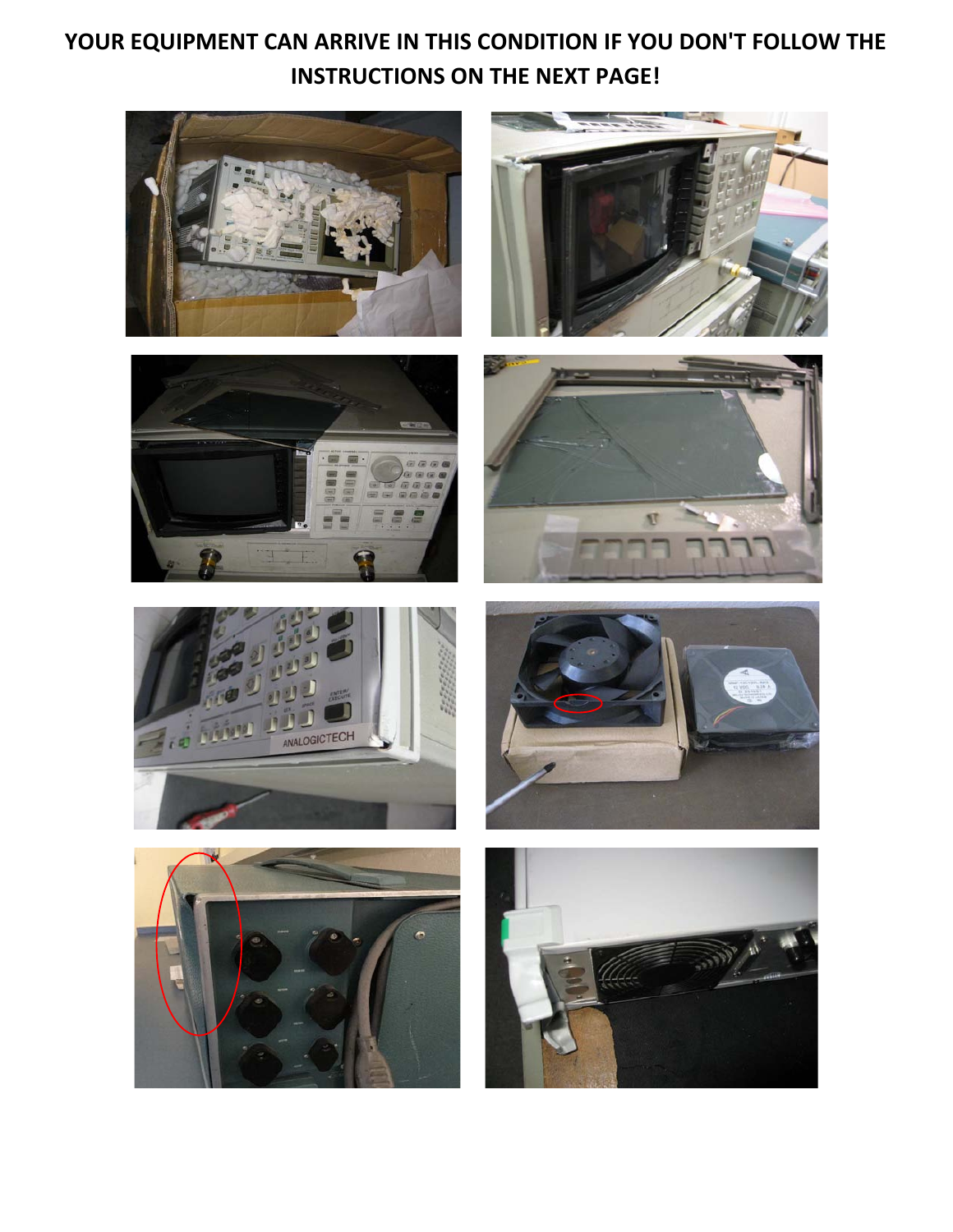**YOUR EQUIPMENT CAN ARRIVE IN THIS CONDITION IF YOU DON'T FOLLOW THE INSTRUCTIONS ON THE NEXT PAGE!**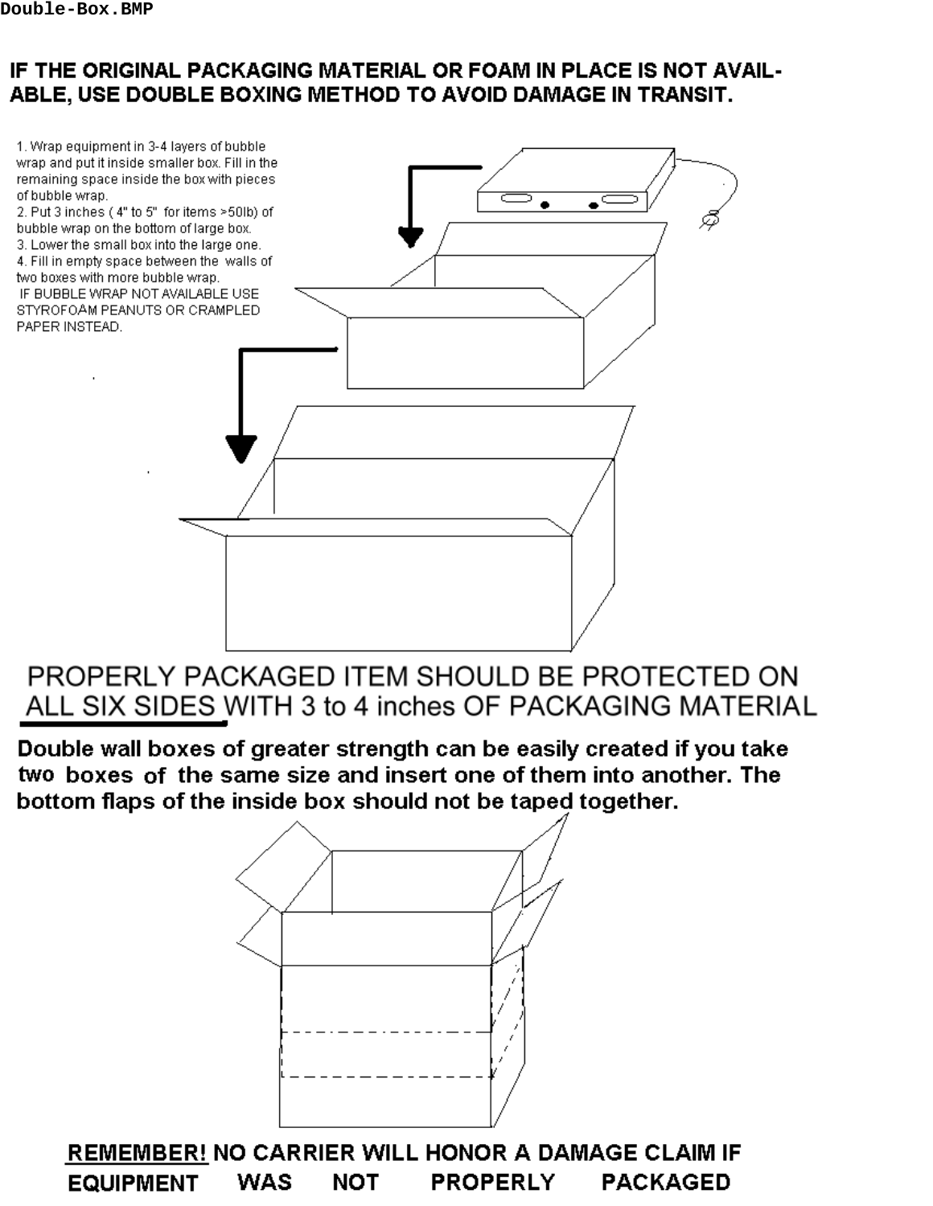Double-Box.BMP

**IF THE ORIGINAL PACKAGING MATERIAL OR FOAM IN PLACE IS NOT AVAILABLE, USE DOUBLE BOXING METHOD TO AVOID DAMAGE IN TRANSIT.**

1. Wrap equipment in 3-4 layers of bubble wrap and put it inside smaller box. Fill in the remaining space inside the box with pieces of bubble wrap.
2. Put 3 inches ( 4" to 5" for items >50lb) of bubble wrap on the bottom of large box.
3. Lower the small box into the large one.
4. Fill in empty space between the walls of two boxes with more bubble wrap.

IF BUBBLE WRAP NOT AVAILABLE USE STYROFOAM PEANUTS OR CRAMPLED PAPER INSTEAD.

PROPERLY PACKAGED ITEM SHOULD BE PROTECTED ON ALL SIX SIDES WITH 3 to 4 inches OF PACKAGING MATERIAL

**Double wall boxes of greater strength can be easily created if you take two boxes of the same size and insert one of them into another. The bottom flaps of the inside box should not be taped together.**

**REMEMBER! NO CARRIER WILL HONOR A DAMAGE CLAIM IF EQUIPMENT WAS NOT PROPERLY PACKAGED**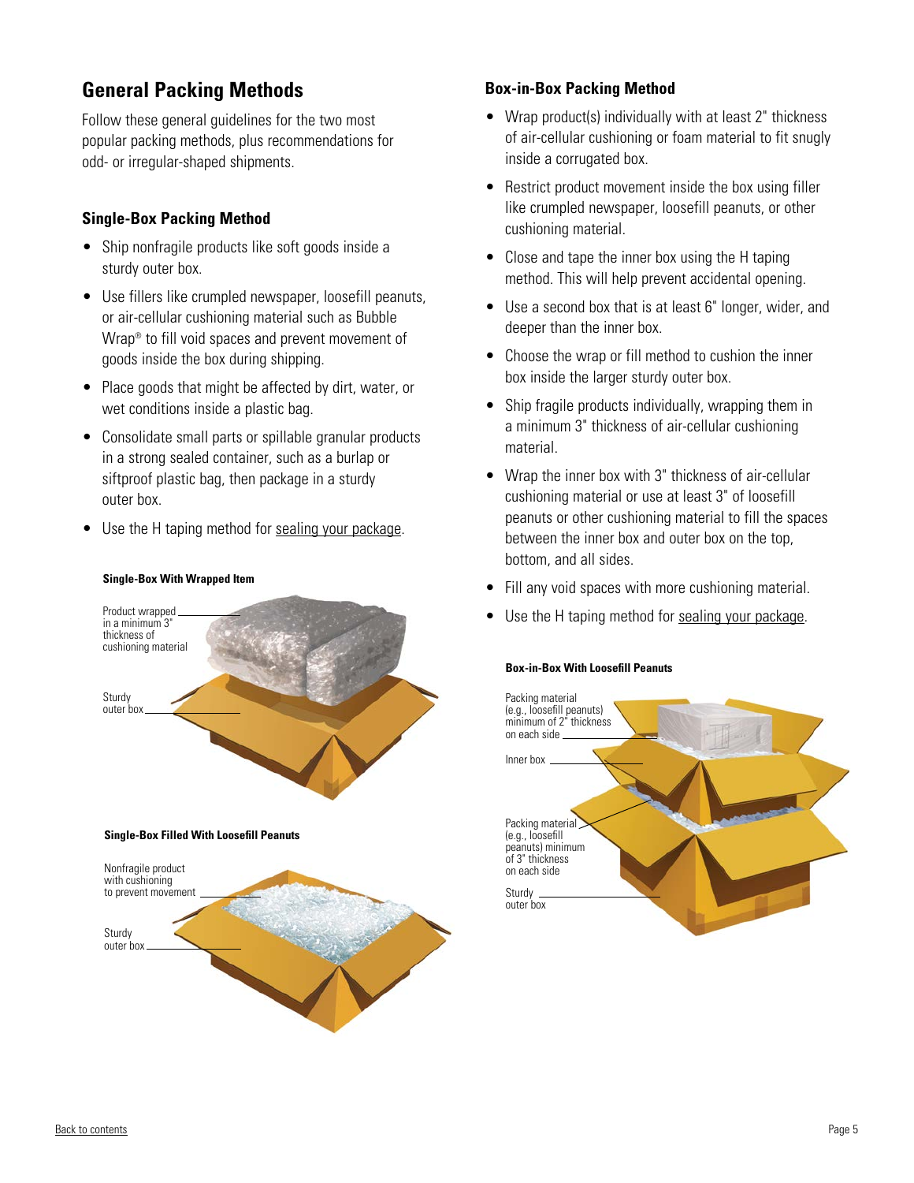## General Packing Methods

Follow these general guidelines for the two most popular packing methods, plus recommendations for odd- or irregular-shaped shipments.

### Single-Box Packing Method

- Ship nonfragile products like soft goods inside a sturdy outer box.
- Use fillers like crumpled newspaper, loosefill peanuts, or air-cellular cushioning material such as Bubble Wrap® to fill void spaces and prevent movement of goods inside the box during shipping.
- Place goods that might be affected by dirt, water, or wet conditions inside a plastic bag.
- Consolidate small parts or spillable granular products in a strong sealed container, such as a burlap or siftproof plastic bag, then package in a sturdy outer box.
- Use the H taping method for sealing your package.

**Single-Box With Wrapped Item**

Product wrapped in a minimum 3" thickness of cushioning material

Sturdy outer box

**Single-Box Filled With Loosefill Peanuts**

Nonfragile product with cushioning to prevent movement

Sturdy outer box

### Box-in-Box Packing Method

- Wrap product(s) individually with at least 2" thickness of air-cellular cushioning or foam material to fit snugly inside a corrugated box.
- Restrict product movement inside the box using filler like crumpled newspaper, loosefill peanuts, or other cushioning material.
- Close and tape the inner box using the H taping method. This will help prevent accidental opening.
- Use a second box that is at least 6" longer, wider, and deeper than the inner box.
- Choose the wrap or fill method to cushion the inner box inside the larger sturdy outer box.
- Ship fragile products individually, wrapping them in a minimum 3" thickness of air-cellular cushioning material.
- Wrap the inner box with 3" thickness of air-cellular cushioning material or use at least 3" of loosefill peanuts or other cushioning material to fill the spaces between the inner box and outer box on the top, bottom, and all sides.
- Fill any void spaces with more cushioning material.
- Use the H taping method for sealing your package.

**Box-in-Box With Loosefill Peanuts**

Packing material (e.g., loosefill peanuts) minimum of 2" thickness on each side

Inner box

Packing material (e.g., loosefill peanuts) minimum of 3" thickness on each side

Sturdy outer box

Back to contents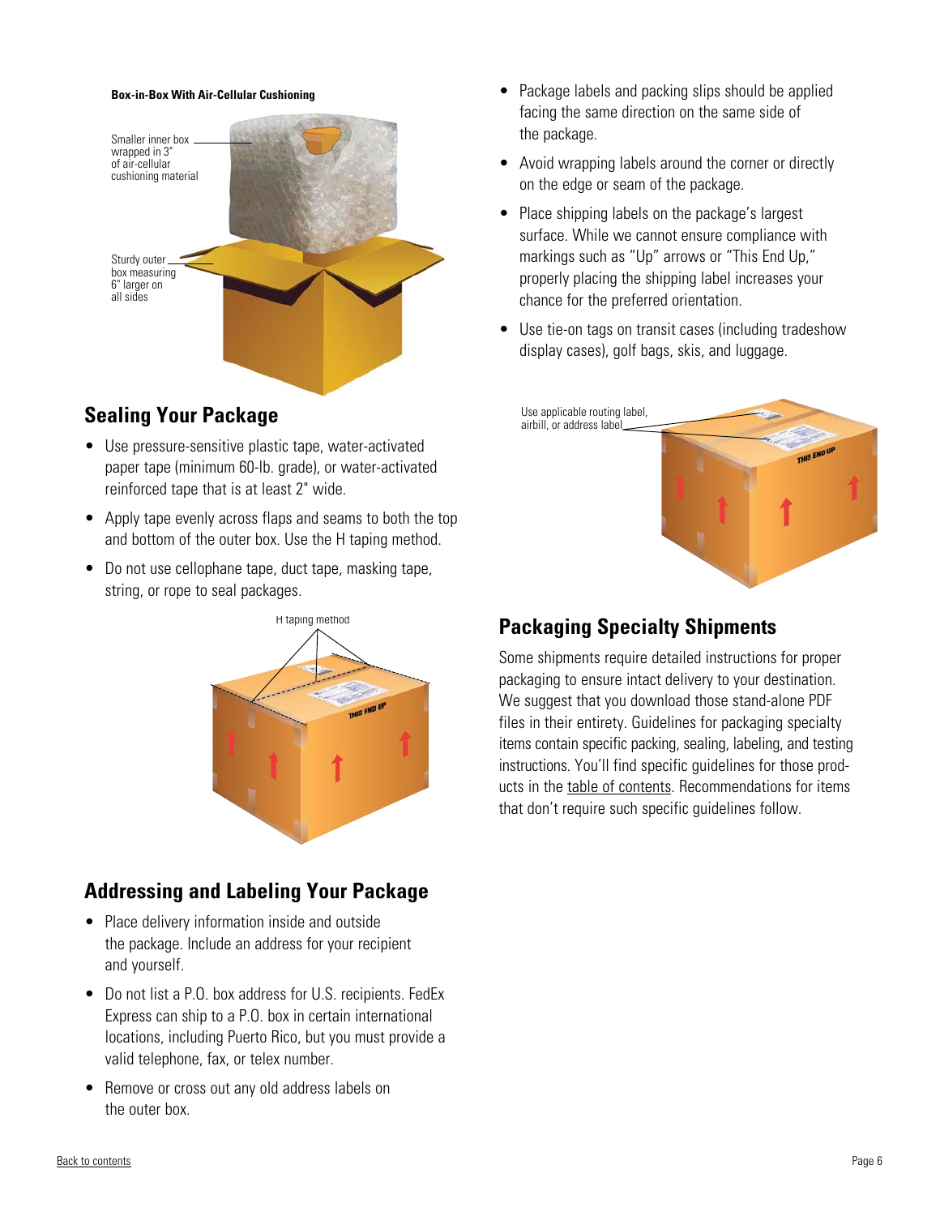**Box-in-Box With Air-Cellular Cushioning**

Smaller inner box wrapped in 3" of air-cellular cushioning material

Sturdy outer box measuring 6" larger on all sides

## Sealing Your Package

- Use pressure-sensitive plastic tape, water-activated paper tape (minimum 60-lb. grade), or water-activated reinforced tape that is at least 2" wide.
- Apply tape evenly across flaps and seams to both the top and bottom of the outer box. Use the H taping method.
- Do not use cellophane tape, duct tape, masking tape, string, or rope to seal packages.

H taping method

THIS END UP

## Addressing and Labeling Your Package

- Place delivery information inside and outside the package. Include an address for your recipient and yourself.
- Do not list a P.O. box address for U.S. recipients. FedEx Express can ship to a P.O. box in certain international locations, including Puerto Rico, but you must provide a valid telephone, fax, or telex number.
- Remove or cross out any old address labels on the outer box.
- Package labels and packing slips should be applied facing the same direction on the same side of the package.
- Avoid wrapping labels around the corner or directly on the edge or seam of the package.
- Place shipping labels on the package's largest surface. While we cannot ensure compliance with markings such as "Up" arrows or "This End Up," properly placing the shipping label increases your chance for the preferred orientation.
- Use tie-on tags on transit cases (including tradeshow display cases), golf bags, skis, and luggage.

Use applicable routing label, airbill, or address label

THIS END UP

## Packaging Specialty Shipments

Some shipments require detailed instructions for proper packaging to ensure intact delivery to your destination. We suggest that you download those stand-alone PDF files in their entirety. Guidelines for packaging specialty items contain specific packing, sealing, labeling, and testing instructions. You'll find specific guidelines for those products in the table of contents. Recommendations for items that don't require such specific guidelines follow.

Back to contents